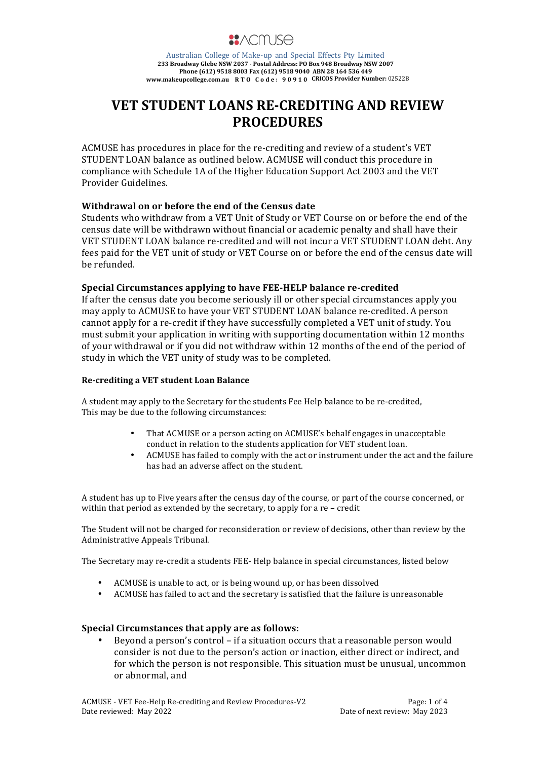**ACMUSE**

Australian College of Make-up and Special Effects Pty Limited
**233 Broadway Glebe NSW 2037 - Postal Address: PO Box 948 Broadway NSW 2007**
**Phone (612) 9518 8003 Fax (612) 9518 9040 ABN 28 164 536 449**
**www.makeupcollege.com.au RTO Code: 90910 CRICOS Provider Number:** 02522B

# VET STUDENT LOANS RE-CREDITING AND REVIEW PROCEDURES

ACMUSE has procedures in place for the re-crediting and review of a student's VET STUDENT LOAN balance as outlined below. ACMUSE will conduct this procedure in compliance with Schedule 1A of the Higher Education Support Act 2003 and the VET Provider Guidelines.

## Withdrawal on or before the end of the Census date

Students who withdraw from a VET Unit of Study or VET Course on or before the end of the census date will be withdrawn without financial or academic penalty and shall have their VET STUDENT LOAN balance re-credited and will not incur a VET STUDENT LOAN debt. Any fees paid for the VET unit of study or VET Course on or before the end of the census date will be refunded.

## Special Circumstances applying to have FEE-HELP balance re-credited

If after the census date you become seriously ill or other special circumstances apply you may apply to ACMUSE to have your VET STUDENT LOAN balance re-credited. A person cannot apply for a re-credit if they have successfully completed a VET unit of study. You must submit your application in writing with supporting documentation within 12 months of your withdrawal or if you did not withdraw within 12 months of the end of the period of study in which the VET unity of study was to be completed.

### Re-crediting a VET student Loan Balance

A student may apply to the Secretary for the students Fee Help balance to be re-credited, This may be due to the following circumstances:

- That ACMUSE or a person acting on ACMUSE's behalf engages in unacceptable conduct in relation to the students application for VET student loan.
- ACMUSE has failed to comply with the act or instrument under the act and the failure has had an adverse affect on the student.

A student has up to Five years after the census day of the course, or part of the course concerned, or within that period as extended by the secretary, to apply for a re – credit

The Student will not be charged for reconsideration or review of decisions, other than review by the Administrative Appeals Tribunal.

The Secretary may re-credit a students FEE- Help balance in special circumstances, listed below

- ACMUSE is unable to act, or is being wound up, or has been dissolved
- ACMUSE has failed to act and the secretary is satisfied that the failure is unreasonable

## Special Circumstances that apply are as follows:

- Beyond a person's control – if a situation occurs that a reasonable person would consider is not due to the person's action or inaction, either direct or indirect, and for which the person is not responsible. This situation must be unusual, uncommon or abnormal, and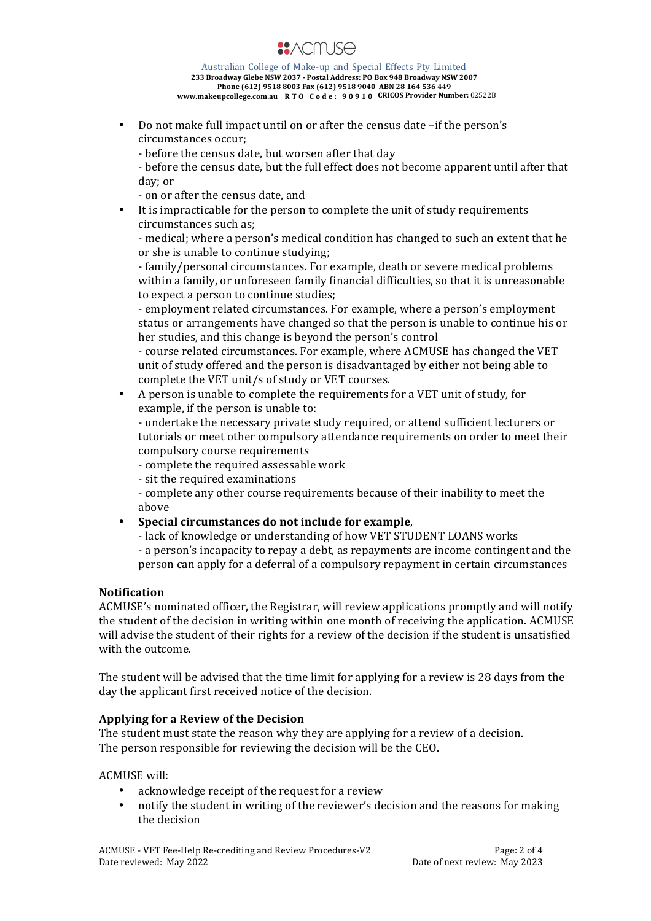- Do not make full impact until on or after the census date –if the person's circumstances occur;
  - before the census date, but worsen after that day
  - before the census date, but the full effect does not become apparent until after that day; or
  - on or after the census date, and
- It is impracticable for the person to complete the unit of study requirements circumstances such as;
  - medical; where a person's medical condition has changed to such an extent that he or she is unable to continue studying;
  - family/personal circumstances. For example, death or severe medical problems within a family, or unforeseen family financial difficulties, so that it is unreasonable to expect a person to continue studies;
  - employment related circumstances. For example, where a person's employment status or arrangements have changed so that the person is unable to continue his or her studies, and this change is beyond the person's control
  - course related circumstances. For example, where ACMUSE has changed the VET unit of study offered and the person is disadvantaged by either not being able to complete the VET unit/s of study or VET courses.
- A person is unable to complete the requirements for a VET unit of study, for example, if the person is unable to:
  - undertake the necessary private study required, or attend sufficient lecturers or tutorials or meet other compulsory attendance requirements on order to meet their compulsory course requirements
  - complete the required assessable work
  - sit the required examinations
  - complete any other course requirements because of their inability to meet the above
- **Special circumstances do not include for example**,
  - lack of knowledge or understanding of how VET STUDENT LOANS works
  - a person's incapacity to repay a debt, as repayments are income contingent and the person can apply for a deferral of a compulsory repayment in certain circumstances

**Notification**

ACMUSE's nominated officer, the Registrar, will review applications promptly and will notify the student of the decision in writing within one month of receiving the application. ACMUSE will advise the student of their rights for a review of the decision if the student is unsatisfied with the outcome.

The student will be advised that the time limit for applying for a review is 28 days from the day the applicant first received notice of the decision.

**Applying for a Review of the Decision**

The student must state the reason why they are applying for a review of a decision. The person responsible for reviewing the decision will be the CEO.

ACMUSE will:

- acknowledge receipt of the request for a review
- notify the student in writing of the reviewer's decision and the reasons for making the decision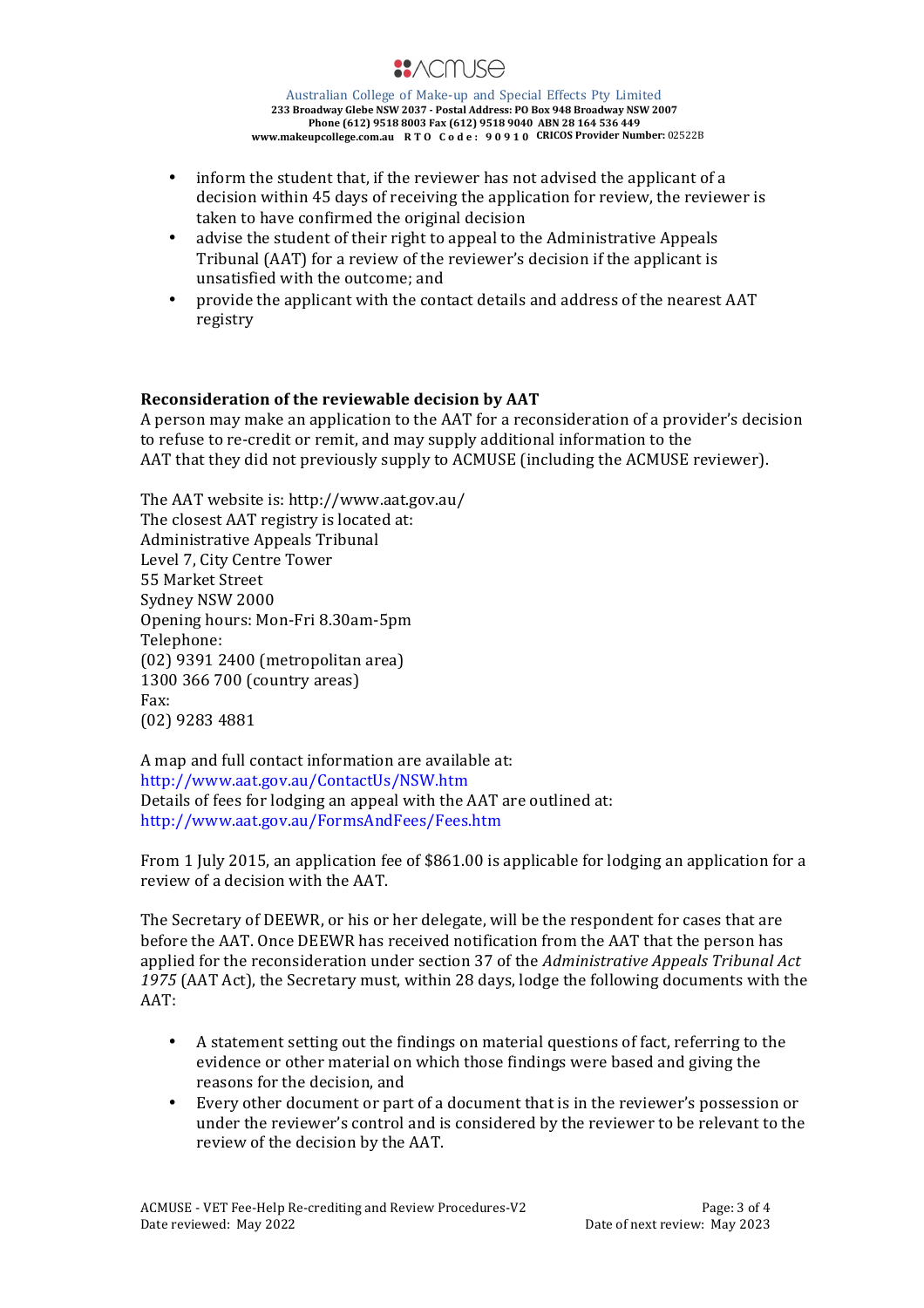- inform the student that, if the reviewer has not advised the applicant of a decision within 45 days of receiving the application for review, the reviewer is taken to have confirmed the original decision
- advise the student of their right to appeal to the Administrative Appeals Tribunal (AAT) for a review of the reviewer's decision if the applicant is unsatisfied with the outcome; and
- provide the applicant with the contact details and address of the nearest AAT registry

**Reconsideration of the reviewable decision by AAT**

A person may make an application to the AAT for a reconsideration of a provider's decision to refuse to re-credit or remit, and may supply additional information to the AAT that they did not previously supply to ACMUSE (including the ACMUSE reviewer).

The AAT website is: http://www.aat.gov.au/
The closest AAT registry is located at:
Administrative Appeals Tribunal
Level 7, City Centre Tower
55 Market Street
Sydney NSW 2000
Opening hours: Mon-Fri 8.30am-5pm
Telephone:
(02) 9391 2400 (metropolitan area)
1300 366 700 (country areas)
Fax:
(02) 9283 4881

A map and full contact information are available at:
http://www.aat.gov.au/ContactUs/NSW.htm
Details of fees for lodging an appeal with the AAT are outlined at:
http://www.aat.gov.au/FormsAndFees/Fees.htm

From 1 July 2015, an application fee of $861.00 is applicable for lodging an application for a review of a decision with the AAT.

The Secretary of DEEWR, or his or her delegate, will be the respondent for cases that are before the AAT. Once DEEWR has received notification from the AAT that the person has applied for the reconsideration under section 37 of the *Administrative Appeals Tribunal Act 1975* (AAT Act), the Secretary must, within 28 days, lodge the following documents with the AAT:

- A statement setting out the findings on material questions of fact, referring to the evidence or other material on which those findings were based and giving the reasons for the decision, and
- Every other document or part of a document that is in the reviewer's possession or under the reviewer's control and is considered by the reviewer to be relevant to the review of the decision by the AAT.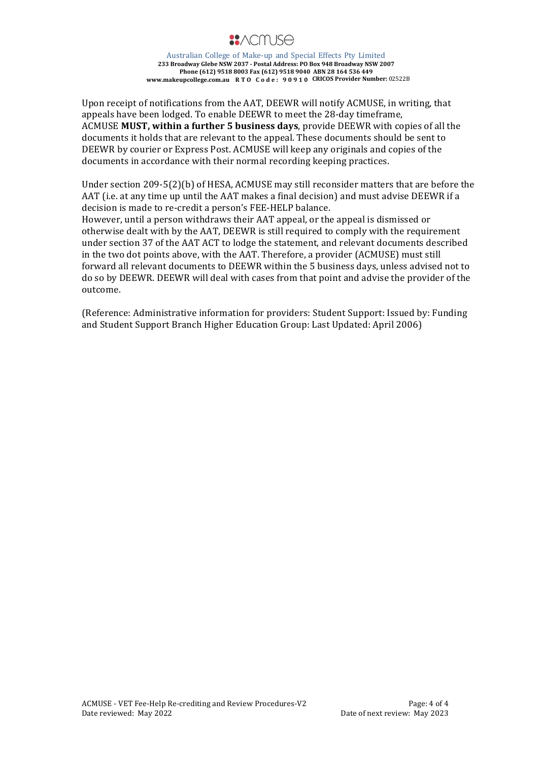Upon receipt of notifications from the AAT, DEEWR will notify ACMUSE, in writing, that appeals have been lodged. To enable DEEWR to meet the 28-day timeframe, ACMUSE **MUST, within a further 5 business days**, provide DEEWR with copies of all the documents it holds that are relevant to the appeal. These documents should be sent to DEEWR by courier or Express Post. ACMUSE will keep any originals and copies of the documents in accordance with their normal recording keeping practices.

Under section 209-5(2)(b) of HESA, ACMUSE may still reconsider matters that are before the AAT (i.e. at any time up until the AAT makes a final decision) and must advise DEEWR if a decision is made to re-credit a person's FEE-HELP balance.
However, until a person withdraws their AAT appeal, or the appeal is dismissed or otherwise dealt with by the AAT, DEEWR is still required to comply with the requirement under section 37 of the AAT ACT to lodge the statement, and relevant documents described in the two dot points above, with the AAT. Therefore, a provider (ACMUSE) must still forward all relevant documents to DEEWR within the 5 business days, unless advised not to do so by DEEWR. DEEWR will deal with cases from that point and advise the provider of the outcome.

(Reference: Administrative information for providers: Student Support: Issued by: Funding and Student Support Branch Higher Education Group: Last Updated: April 2006)